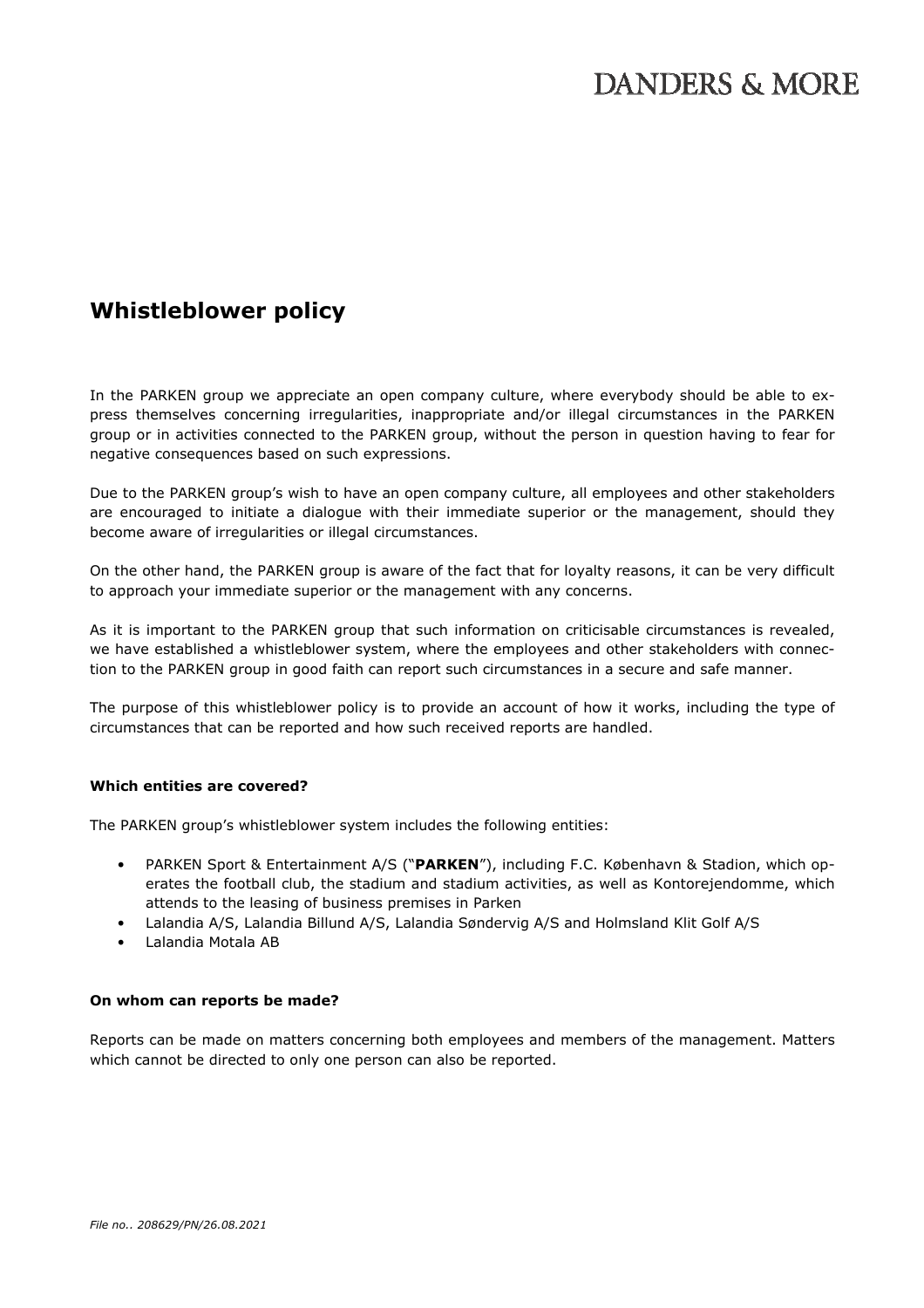# Whistleblower policy

In the PARKEN group we appreciate an open company culture, where everybody should be able to express themselves concerning irregularities, inappropriate and/or illegal circumstances in the PARKEN group or in activities connected to the PARKEN group, without the person in question having to fear for negative consequences based on such expressions.

Due to the PARKEN group's wish to have an open company culture, all employees and other stakeholders are encouraged to initiate a dialogue with their immediate superior or the management, should they become aware of irregularities or illegal circumstances.

On the other hand, the PARKEN group is aware of the fact that for loyalty reasons, it can be very difficult to approach your immediate superior or the management with any concerns.

As it is important to the PARKEN group that such information on criticisable circumstances is revealed, we have established a whistleblower system, where the employees and other stakeholders with connection to the PARKEN group in good faith can report such circumstances in a secure and safe manner.

The purpose of this whistleblower policy is to provide an account of how it works, including the type of circumstances that can be reported and how such received reports are handled.

### Which entities are covered?

The PARKEN group's whistleblower system includes the following entities:

- PARKEN Sport & Entertainment A/S ("**PARKEN**"), including F.C. København & Stadion, which operates the football club, the stadium and stadium activities, as well as Kontorejendomme, which attends to the leasing of business premises in Parken
- Lalandia A/S, Lalandia Billund A/S, Lalandia Søndervig A/S and Holmsland Klit Golf A/S
- Lalandia Motala AB

### On whom can reports be made?

Reports can be made on matters concerning both employees and members of the management. Matters which cannot be directed to only one person can also be reported.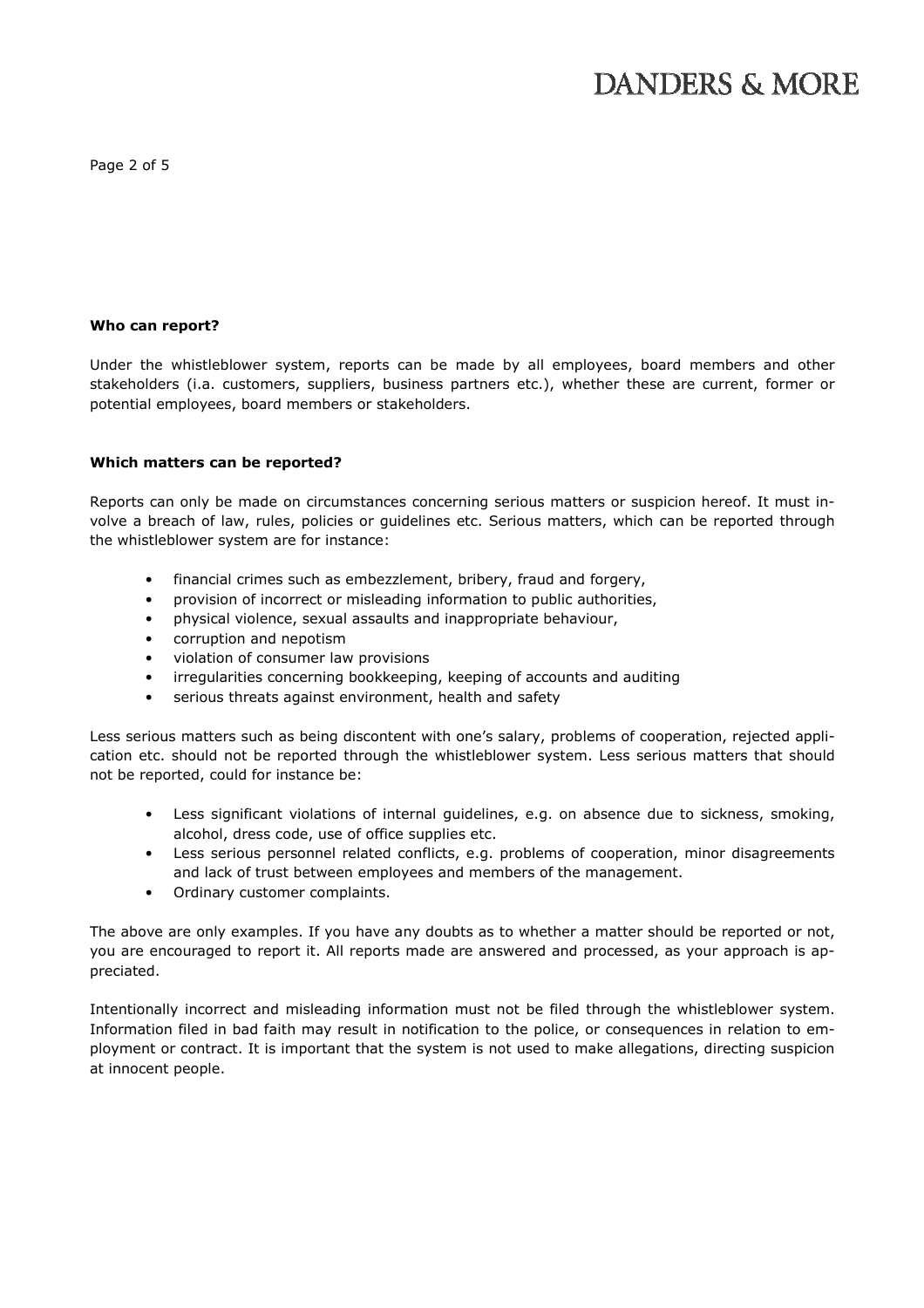**Who can report?**

Under the whistleblower system, reports can be made by all employees, board members and other stakeholders (i.a. customers, suppliers, business partners etc.), whether these are current, former or potential employees, board members or stakeholders.

**Which matters can be reported?**

Reports can only be made on circumstances concerning serious matters or suspicion hereof. It must involve a breach of law, rules, policies or guidelines etc. Serious matters, which can be reported through the whistleblower system are for instance:

- financial crimes such as embezzlement, bribery, fraud and forgery,
- provision of incorrect or misleading information to public authorities,
- physical violence, sexual assaults and inappropriate behaviour,
- corruption and nepotism
- violation of consumer law provisions
- irregularities concerning bookkeeping, keeping of accounts and auditing
- serious threats against environment, health and safety

Less serious matters such as being discontent with one's salary, problems of cooperation, rejected application etc. should not be reported through the whistleblower system. Less serious matters that should not be reported, could for instance be:

- Less significant violations of internal guidelines, e.g. on absence due to sickness, smoking, alcohol, dress code, use of office supplies etc.
- Less serious personnel related conflicts, e.g. problems of cooperation, minor disagreements and lack of trust between employees and members of the management.
- Ordinary customer complaints.

The above are only examples. If you have any doubts as to whether a matter should be reported or not, you are encouraged to report it. All reports made are answered and processed, as your approach is appreciated.

Intentionally incorrect and misleading information must not be filed through the whistleblower system. Information filed in bad faith may result in notification to the police, or consequences in relation to employment or contract. It is important that the system is not used to make allegations, directing suspicion at innocent people.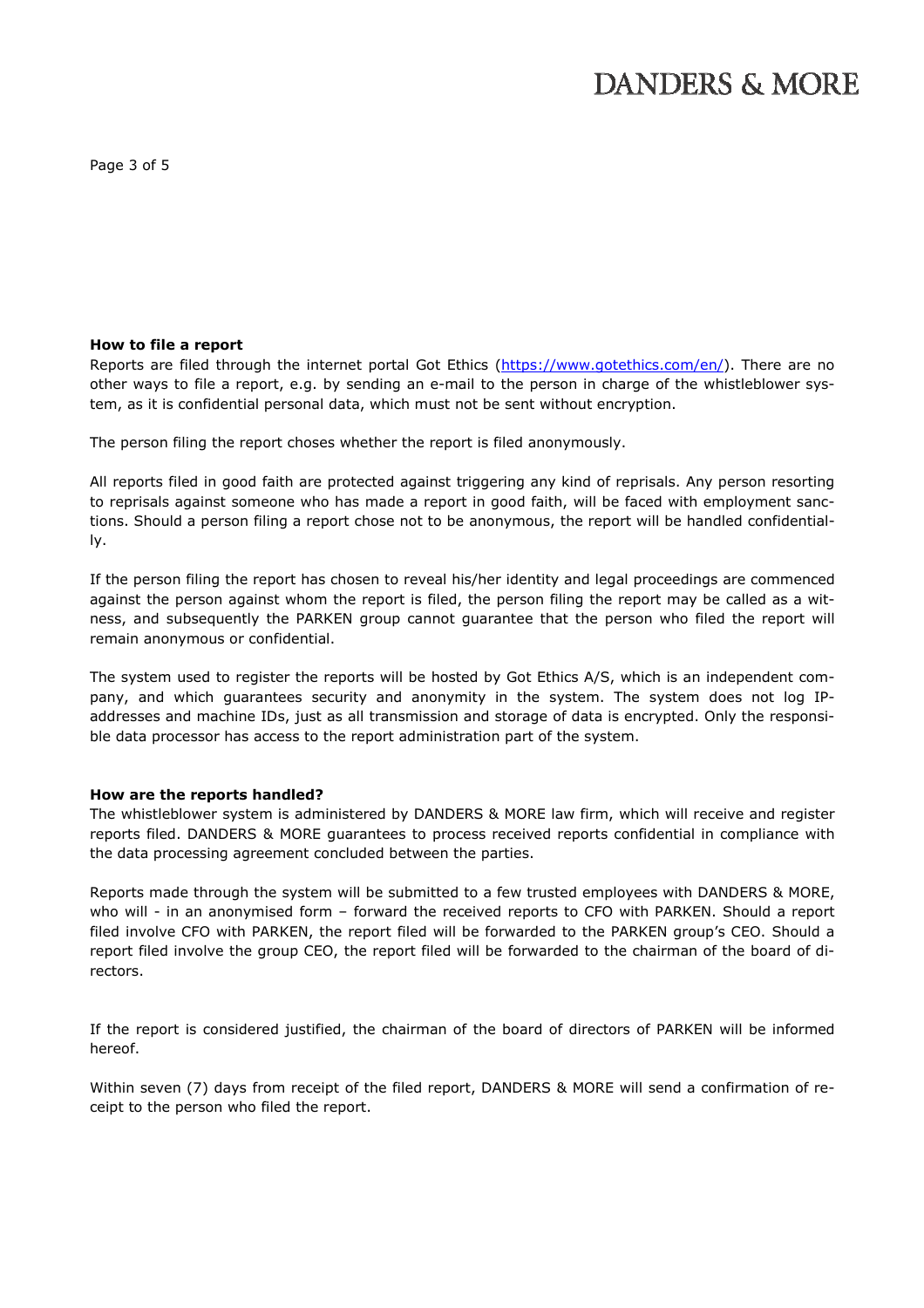**How to file a report**
Reports are filed through the internet portal Got Ethics (https://www.gotethics.com/en/). There are no other ways to file a report, e.g. by sending an e-mail to the person in charge of the whistleblower system, as it is confidential personal data, which must not be sent without encryption.

The person filing the report choses whether the report is filed anonymously.

All reports filed in good faith are protected against triggering any kind of reprisals. Any person resorting to reprisals against someone who has made a report in good faith, will be faced with employment sanctions. Should a person filing a report chose not to be anonymous, the report will be handled confidentially.

If the person filing the report has chosen to reveal his/her identity and legal proceedings are commenced against the person against whom the report is filed, the person filing the report may be called as a witness, and subsequently the PARKEN group cannot guarantee that the person who filed the report will remain anonymous or confidential.

The system used to register the reports will be hosted by Got Ethics A/S, which is an independent company, and which guarantees security and anonymity in the system. The system does not log IP-addresses and machine IDs, just as all transmission and storage of data is encrypted. Only the responsible data processor has access to the report administration part of the system.

**How are the reports handled?**
The whistleblower system is administered by DANDERS & MORE law firm, which will receive and register reports filed. DANDERS & MORE guarantees to process received reports confidential in compliance with the data processing agreement concluded between the parties.

Reports made through the system will be submitted to a few trusted employees with DANDERS & MORE, who will - in an anonymised form – forward the received reports to CFO with PARKEN. Should a report filed involve CFO with PARKEN, the report filed will be forwarded to the PARKEN group's CEO. Should a report filed involve the group CEO, the report filed will be forwarded to the chairman of the board of directors.

If the report is considered justified, the chairman of the board of directors of PARKEN will be informed hereof.

Within seven (7) days from receipt of the filed report, DANDERS & MORE will send a confirmation of receipt to the person who filed the report.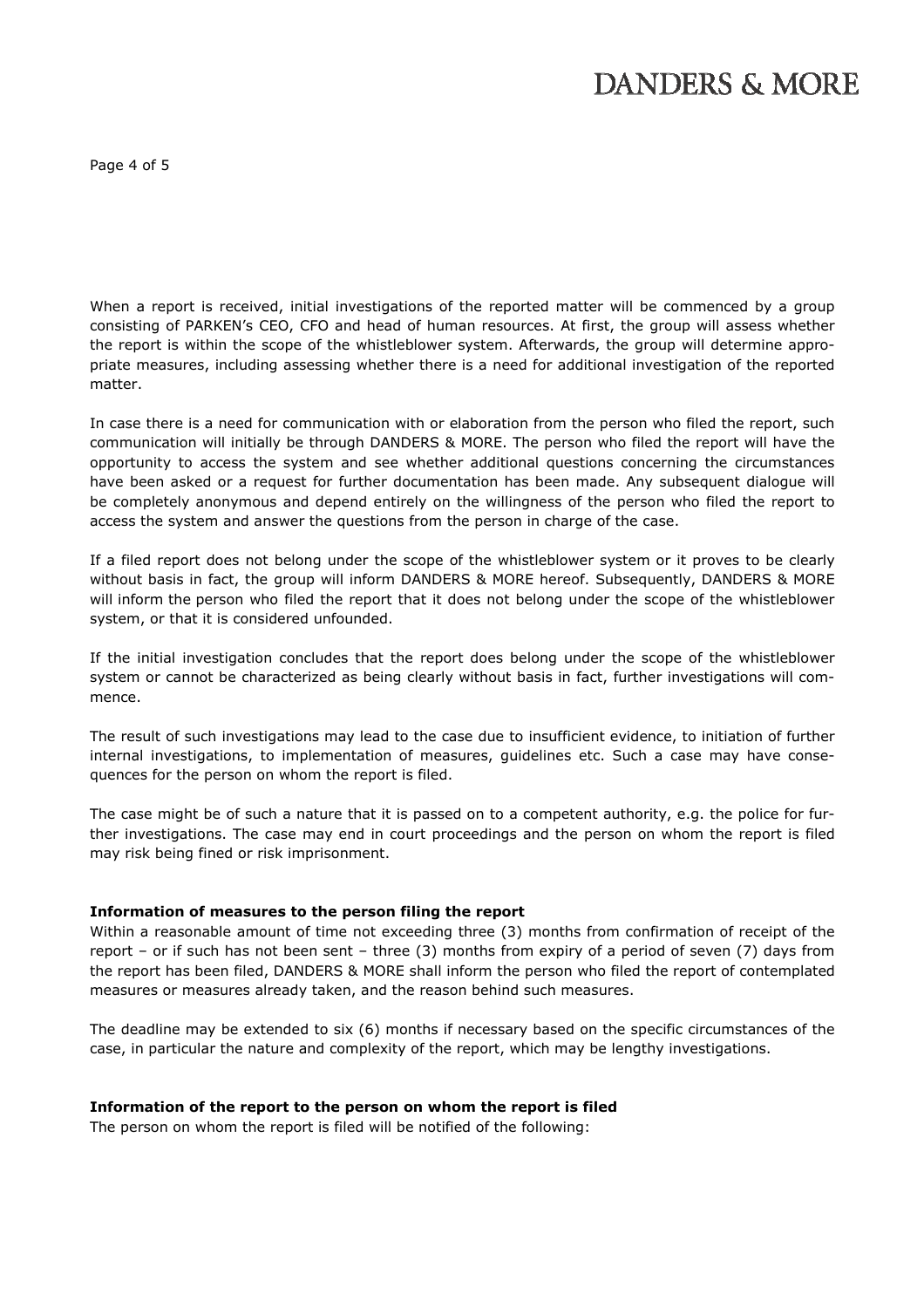When a report is received, initial investigations of the reported matter will be commenced by a group consisting of PARKEN's CEO, CFO and head of human resources. At first, the group will assess whether the report is within the scope of the whistleblower system. Afterwards, the group will determine appropriate measures, including assessing whether there is a need for additional investigation of the reported matter.

In case there is a need for communication with or elaboration from the person who filed the report, such communication will initially be through DANDERS & MORE. The person who filed the report will have the opportunity to access the system and see whether additional questions concerning the circumstances have been asked or a request for further documentation has been made. Any subsequent dialogue will be completely anonymous and depend entirely on the willingness of the person who filed the report to access the system and answer the questions from the person in charge of the case.

If a filed report does not belong under the scope of the whistleblower system or it proves to be clearly without basis in fact, the group will inform DANDERS & MORE hereof. Subsequently, DANDERS & MORE will inform the person who filed the report that it does not belong under the scope of the whistleblower system, or that it is considered unfounded.

If the initial investigation concludes that the report does belong under the scope of the whistleblower system or cannot be characterized as being clearly without basis in fact, further investigations will commence.

The result of such investigations may lead to the case due to insufficient evidence, to initiation of further internal investigations, to implementation of measures, guidelines etc. Such a case may have consequences for the person on whom the report is filed.

The case might be of such a nature that it is passed on to a competent authority, e.g. the police for further investigations. The case may end in court proceedings and the person on whom the report is filed may risk being fined or risk imprisonment.

**Information of measures to the person filing the report**

Within a reasonable amount of time not exceeding three (3) months from confirmation of receipt of the report – or if such has not been sent – three (3) months from expiry of a period of seven (7) days from the report has been filed, DANDERS & MORE shall inform the person who filed the report of contemplated measures or measures already taken, and the reason behind such measures.

The deadline may be extended to six (6) months if necessary based on the specific circumstances of the case, in particular the nature and complexity of the report, which may be lengthy investigations.

**Information of the report to the person on whom the report is filed**

The person on whom the report is filed will be notified of the following: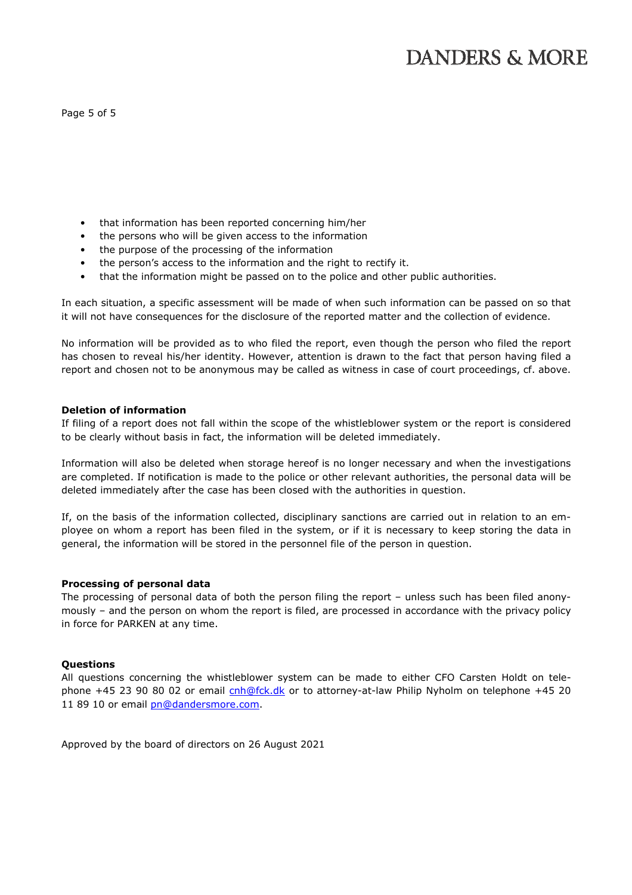- that information has been reported concerning him/her
- the persons who will be given access to the information
- the purpose of the processing of the information
- the person's access to the information and the right to rectify it.
- that the information might be passed on to the police and other public authorities.

In each situation, a specific assessment will be made of when such information can be passed on so that it will not have consequences for the disclosure of the reported matter and the collection of evidence.

No information will be provided as to who filed the report, even though the person who filed the report has chosen to reveal his/her identity. However, attention is drawn to the fact that person having filed a report and chosen not to be anonymous may be called as witness in case of court proceedings, cf. above.

**Deletion of information**

If filing of a report does not fall within the scope of the whistleblower system or the report is considered to be clearly without basis in fact, the information will be deleted immediately.

Information will also be deleted when storage hereof is no longer necessary and when the investigations are completed. If notification is made to the police or other relevant authorities, the personal data will be deleted immediately after the case has been closed with the authorities in question.

If, on the basis of the information collected, disciplinary sanctions are carried out in relation to an employee on whom a report has been filed in the system, or if it is necessary to keep storing the data in general, the information will be stored in the personnel file of the person in question.

**Processing of personal data**

The processing of personal data of both the person filing the report – unless such has been filed anonymously – and the person on whom the report is filed, are processed in accordance with the privacy policy in force for PARKEN at any time.

**Questions**

All questions concerning the whistleblower system can be made to either CFO Carsten Holdt on telephone +45 23 90 80 02 or email cnh@fck.dk or to attorney-at-law Philip Nyholm on telephone +45 20 11 89 10 or email pn@dandersmore.com.

Approved by the board of directors on 26 August 2021